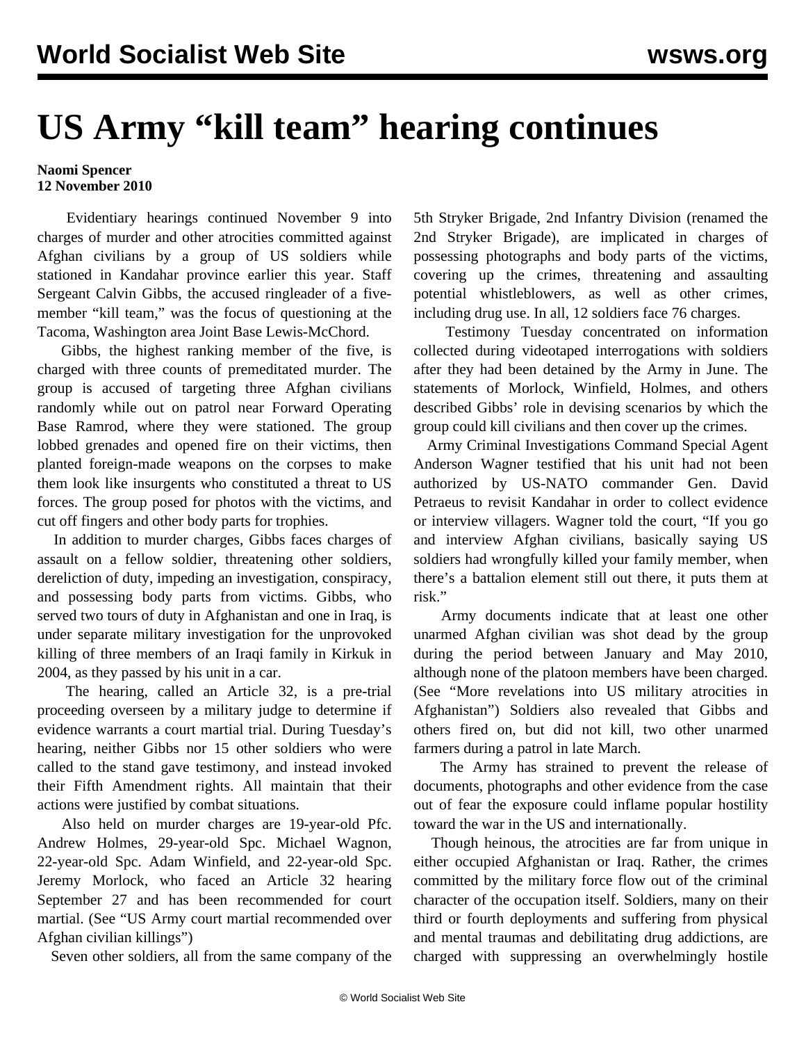# US Army "kill team" hearing continues

**Naomi Spencer**
**12 November 2010**

Evidentiary hearings continued November 9 into charges of murder and other atrocities committed against Afghan civilians by a group of US soldiers while stationed in Kandahar province earlier this year. Staff Sergeant Calvin Gibbs, the accused ringleader of a five-member "kill team," was the focus of questioning at the Tacoma, Washington area Joint Base Lewis-McChord.

Gibbs, the highest ranking member of the five, is charged with three counts of premeditated murder. The group is accused of targeting three Afghan civilians randomly while out on patrol near Forward Operating Base Ramrod, where they were stationed. The group lobbed grenades and opened fire on their victims, then planted foreign-made weapons on the corpses to make them look like insurgents who constituted a threat to US forces. The group posed for photos with the victims, and cut off fingers and other body parts for trophies.

In addition to murder charges, Gibbs faces charges of assault on a fellow soldier, threatening other soldiers, dereliction of duty, impeding an investigation, conspiracy, and possessing body parts from victims. Gibbs, who served two tours of duty in Afghanistan and one in Iraq, is under separate military investigation for the unprovoked killing of three members of an Iraqi family in Kirkuk in 2004, as they passed by his unit in a car.

The hearing, called an Article 32, is a pre-trial proceeding overseen by a military judge to determine if evidence warrants a court martial trial. During Tuesday's hearing, neither Gibbs nor 15 other soldiers who were called to the stand gave testimony, and instead invoked their Fifth Amendment rights. All maintain that their actions were justified by combat situations.

Also held on murder charges are 19-year-old Pfc. Andrew Holmes, 29-year-old Spc. Michael Wagnon, 22-year-old Spc. Adam Winfield, and 22-year-old Spc. Jeremy Morlock, who faced an Article 32 hearing September 27 and has been recommended for court martial. (See "US Army court martial recommended over Afghan civilian killings")

Seven other soldiers, all from the same company of the 5th Stryker Brigade, 2nd Infantry Division (renamed the 2nd Stryker Brigade), are implicated in charges of possessing photographs and body parts of the victims, covering up the crimes, threatening and assaulting potential whistleblowers, as well as other crimes, including drug use. In all, 12 soldiers face 76 charges.

Testimony Tuesday concentrated on information collected during videotaped interrogations with soldiers after they had been detained by the Army in June. The statements of Morlock, Winfield, Holmes, and others described Gibbs' role in devising scenarios by which the group could kill civilians and then cover up the crimes.

Army Criminal Investigations Command Special Agent Anderson Wagner testified that his unit had not been authorized by US-NATO commander Gen. David Petraeus to revisit Kandahar in order to collect evidence or interview villagers. Wagner told the court, "If you go and interview Afghan civilians, basically saying US soldiers had wrongfully killed your family member, when there's a battalion element still out there, it puts them at risk."

Army documents indicate that at least one other unarmed Afghan civilian was shot dead by the group during the period between January and May 2010, although none of the platoon members have been charged. (See "More revelations into US military atrocities in Afghanistan") Soldiers also revealed that Gibbs and others fired on, but did not kill, two other unarmed farmers during a patrol in late March.

The Army has strained to prevent the release of documents, photographs and other evidence from the case out of fear the exposure could inflame popular hostility toward the war in the US and internationally.

Though heinous, the atrocities are far from unique in either occupied Afghanistan or Iraq. Rather, the crimes committed by the military force flow out of the criminal character of the occupation itself. Soldiers, many on their third or fourth deployments and suffering from physical and mental traumas and debilitating drug addictions, are charged with suppressing an overwhelmingly hostile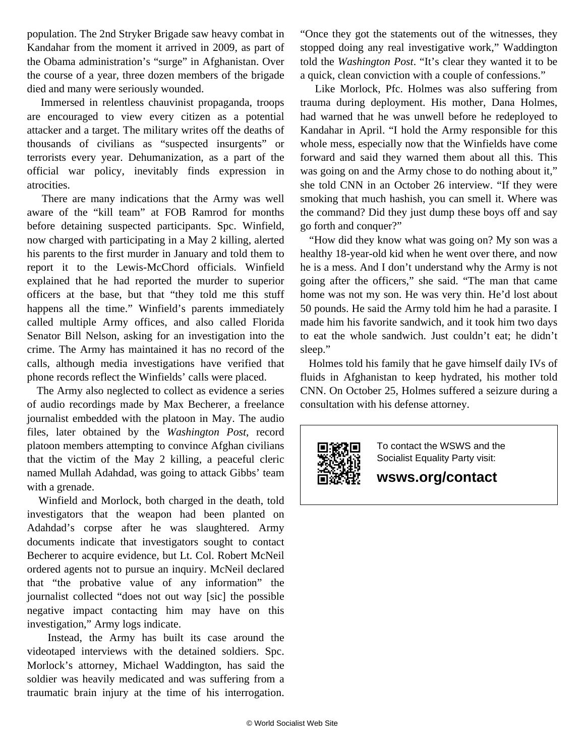population. The 2nd Stryker Brigade saw heavy combat in Kandahar from the moment it arrived in 2009, as part of the Obama administration's "surge" in Afghanistan. Over the course of a year, three dozen members of the brigade died and many were seriously wounded.

Immersed in relentless chauvinist propaganda, troops are encouraged to view every citizen as a potential attacker and a target. The military writes off the deaths of thousands of civilians as "suspected insurgents" or terrorists every year. Dehumanization, as a part of the official war policy, inevitably finds expression in atrocities.

There are many indications that the Army was well aware of the "kill team" at FOB Ramrod for months before detaining suspected participants. Spc. Winfield, now charged with participating in a May 2 killing, alerted his parents to the first murder in January and told them to report it to the Lewis-McChord officials. Winfield explained that he had reported the murder to superior officers at the base, but that "they told me this stuff happens all the time." Winfield's parents immediately called multiple Army offices, and also called Florida Senator Bill Nelson, asking for an investigation into the crime. The Army has maintained it has no record of the calls, although media investigations have verified that phone records reflect the Winfields' calls were placed.

The Army also neglected to collect as evidence a series of audio recordings made by Max Becherer, a freelance journalist embedded with the platoon in May. The audio files, later obtained by the *Washington Post*, record platoon members attempting to convince Afghan civilians that the victim of the May 2 killing, a peaceful cleric named Mullah Adahdad, was going to attack Gibbs' team with a grenade.

Winfield and Morlock, both charged in the death, told investigators that the weapon had been planted on Adahdad's corpse after he was slaughtered. Army documents indicate that investigators sought to contact Becherer to acquire evidence, but Lt. Col. Robert McNeil ordered agents not to pursue an inquiry. McNeil declared that "the probative value of any information" the journalist collected "does not out way [sic] the possible negative impact contacting him may have on this investigation," Army logs indicate.

Instead, the Army has built its case around the videotaped interviews with the detained soldiers. Spc. Morlock's attorney, Michael Waddington, has said the soldier was heavily medicated and was suffering from a traumatic brain injury at the time of his interrogation. "Once they got the statements out of the witnesses, they stopped doing any real investigative work," Waddington told the *Washington Post*. "It's clear they wanted it to be a quick, clean conviction with a couple of confessions."

Like Morlock, Pfc. Holmes was also suffering from trauma during deployment. His mother, Dana Holmes, had warned that he was unwell before he redeployed to Kandahar in April. "I hold the Army responsible for this whole mess, especially now that the Winfields have come forward and said they warned them about all this. This was going on and the Army chose to do nothing about it," she told CNN in an October 26 interview. "If they were smoking that much hashish, you can smell it. Where was the command? Did they just dump these boys off and say go forth and conquer?"

"How did they know what was going on? My son was a healthy 18-year-old kid when he went over there, and now he is a mess. And I don't understand why the Army is not going after the officers," she said. "The man that came home was not my son. He was very thin. He'd lost about 50 pounds. He said the Army told him he had a parasite. I made him his favorite sandwich, and it took him two days to eat the whole sandwich. Just couldn't eat; he didn't sleep."

Holmes told his family that he gave himself daily IVs of fluids in Afghanistan to keep hydrated, his mother told CNN. On October 25, Holmes suffered a seizure during a consultation with his defense attorney.

To contact the WSWS and the Socialist Equality Party visit:

**wsws.org/contact**